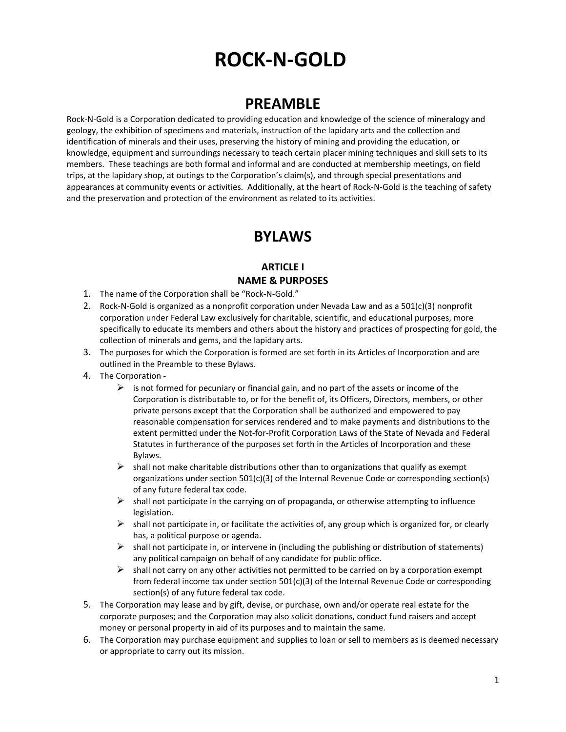# ROCK-N-GOLD

## PREAMBLE

Rock-N-Gold is a Corporation dedicated to providing education and knowledge of the science of mineralogy and geology, the exhibition of specimens and materials, instruction of the lapidary arts and the collection and identification of minerals and their uses, preserving the history of mining and providing the education, or knowledge, equipment and surroundings necessary to teach certain placer mining techniques and skill sets to its members. These teachings are both formal and informal and are conducted at membership meetings, on field trips, at the lapidary shop, at outings to the Corporation's claim(s), and through special presentations and appearances at community events or activities. Additionally, at the heart of Rock-N-Gold is the teaching of safety and the preservation and protection of the environment as related to its activities.

## BYLAWS

### ARTICLE I
### NAME & PURPOSES

1. The name of the Corporation shall be "Rock-N-Gold."
2. Rock-N-Gold is organized as a nonprofit corporation under Nevada Law and as a 501(c)(3) nonprofit corporation under Federal Law exclusively for charitable, scientific, and educational purposes, more specifically to educate its members and others about the history and practices of prospecting for gold, the collection of minerals and gems, and the lapidary arts.
3. The purposes for which the Corporation is formed are set forth in its Articles of Incorporation and are outlined in the Preamble to these Bylaws.
4. The Corporation -
   - is not formed for pecuniary or financial gain, and no part of the assets or income of the Corporation is distributable to, or for the benefit of, its Officers, Directors, members, or other private persons except that the Corporation shall be authorized and empowered to pay reasonable compensation for services rendered and to make payments and distributions to the extent permitted under the Not-for-Profit Corporation Laws of the State of Nevada and Federal Statutes in furtherance of the purposes set forth in the Articles of Incorporation and these Bylaws.
   - shall not make charitable distributions other than to organizations that qualify as exempt organizations under section 501(c)(3) of the Internal Revenue Code or corresponding section(s) of any future federal tax code.
   - shall not participate in the carrying on of propaganda, or otherwise attempting to influence legislation.
   - shall not participate in, or facilitate the activities of, any group which is organized for, or clearly has, a political purpose or agenda.
   - shall not participate in, or intervene in (including the publishing or distribution of statements) any political campaign on behalf of any candidate for public office.
   - shall not carry on any other activities not permitted to be carried on by a corporation exempt from federal income tax under section 501(c)(3) of the Internal Revenue Code or corresponding section(s) of any future federal tax code.
5. The Corporation may lease and by gift, devise, or purchase, own and/or operate real estate for the corporate purposes; and the Corporation may also solicit donations, conduct fund raisers and accept money or personal property in aid of its purposes and to maintain the same.
6. The Corporation may purchase equipment and supplies to loan or sell to members as is deemed necessary or appropriate to carry out its mission.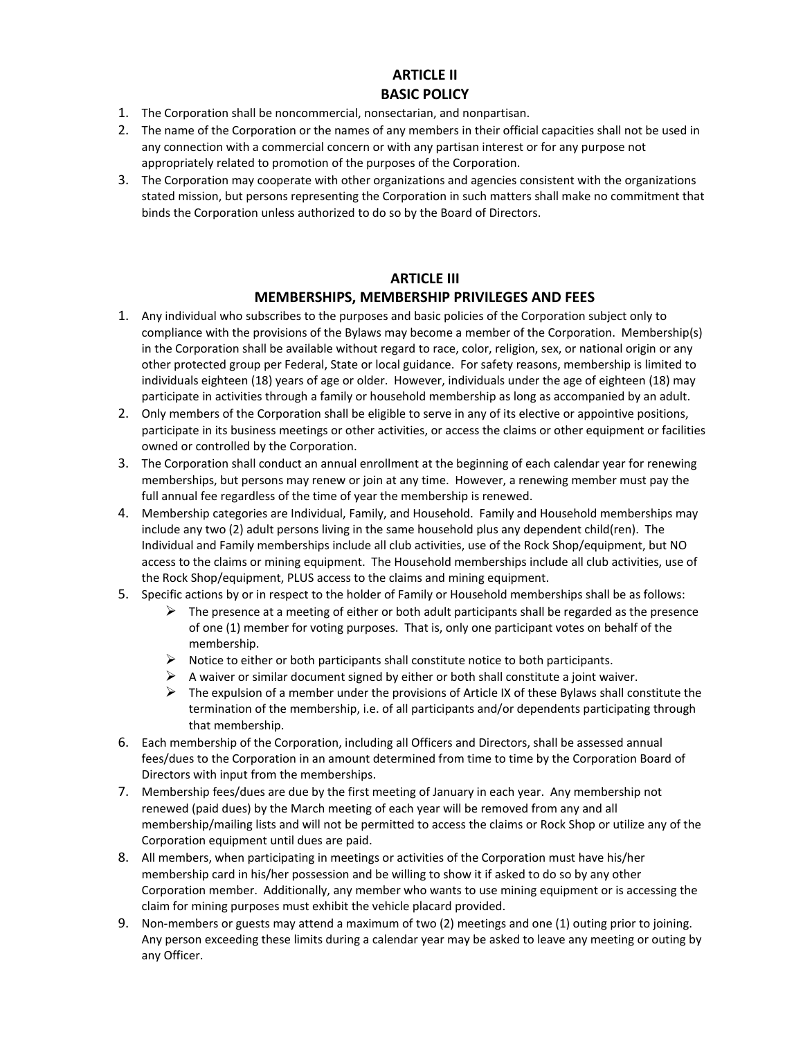## ARTICLE II
## BASIC POLICY

1. The Corporation shall be noncommercial, nonsectarian, and nonpartisan.
2. The name of the Corporation or the names of any members in their official capacities shall not be used in any connection with a commercial concern or with any partisan interest or for any purpose not appropriately related to promotion of the purposes of the Corporation.
3. The Corporation may cooperate with other organizations and agencies consistent with the organizations stated mission, but persons representing the Corporation in such matters shall make no commitment that binds the Corporation unless authorized to do so by the Board of Directors.

## ARTICLE III
## MEMBERSHIPS, MEMBERSHIP PRIVILEGES AND FEES

1. Any individual who subscribes to the purposes and basic policies of the Corporation subject only to compliance with the provisions of the Bylaws may become a member of the Corporation. Membership(s) in the Corporation shall be available without regard to race, color, religion, sex, or national origin or any other protected group per Federal, State or local guidance. For safety reasons, membership is limited to individuals eighteen (18) years of age or older. However, individuals under the age of eighteen (18) may participate in activities through a family or household membership as long as accompanied by an adult.
2. Only members of the Corporation shall be eligible to serve in any of its elective or appointive positions, participate in its business meetings or other activities, or access the claims or other equipment or facilities owned or controlled by the Corporation.
3. The Corporation shall conduct an annual enrollment at the beginning of each calendar year for renewing memberships, but persons may renew or join at any time. However, a renewing member must pay the full annual fee regardless of the time of year the membership is renewed.
4. Membership categories are Individual, Family, and Household. Family and Household memberships may include any two (2) adult persons living in the same household plus any dependent child(ren). The Individual and Family memberships include all club activities, use of the Rock Shop/equipment, but NO access to the claims or mining equipment. The Household memberships include all club activities, use of the Rock Shop/equipment, PLUS access to the claims and mining equipment.
5. Specific actions by or in respect to the holder of Family or Household memberships shall be as follows:
   - The presence at a meeting of either or both adult participants shall be regarded as the presence of one (1) member for voting purposes. That is, only one participant votes on behalf of the membership.
   - Notice to either or both participants shall constitute notice to both participants.
   - A waiver or similar document signed by either or both shall constitute a joint waiver.
   - The expulsion of a member under the provisions of Article IX of these Bylaws shall constitute the termination of the membership, i.e. of all participants and/or dependents participating through that membership.
6. Each membership of the Corporation, including all Officers and Directors, shall be assessed annual fees/dues to the Corporation in an amount determined from time to time by the Corporation Board of Directors with input from the memberships.
7. Membership fees/dues are due by the first meeting of January in each year. Any membership not renewed (paid dues) by the March meeting of each year will be removed from any and all membership/mailing lists and will not be permitted to access the claims or Rock Shop or utilize any of the Corporation equipment until dues are paid.
8. All members, when participating in meetings or activities of the Corporation must have his/her membership card in his/her possession and be willing to show it if asked to do so by any other Corporation member. Additionally, any member who wants to use mining equipment or is accessing the claim for mining purposes must exhibit the vehicle placard provided.
9. Non-members or guests may attend a maximum of two (2) meetings and one (1) outing prior to joining. Any person exceeding these limits during a calendar year may be asked to leave any meeting or outing by any Officer.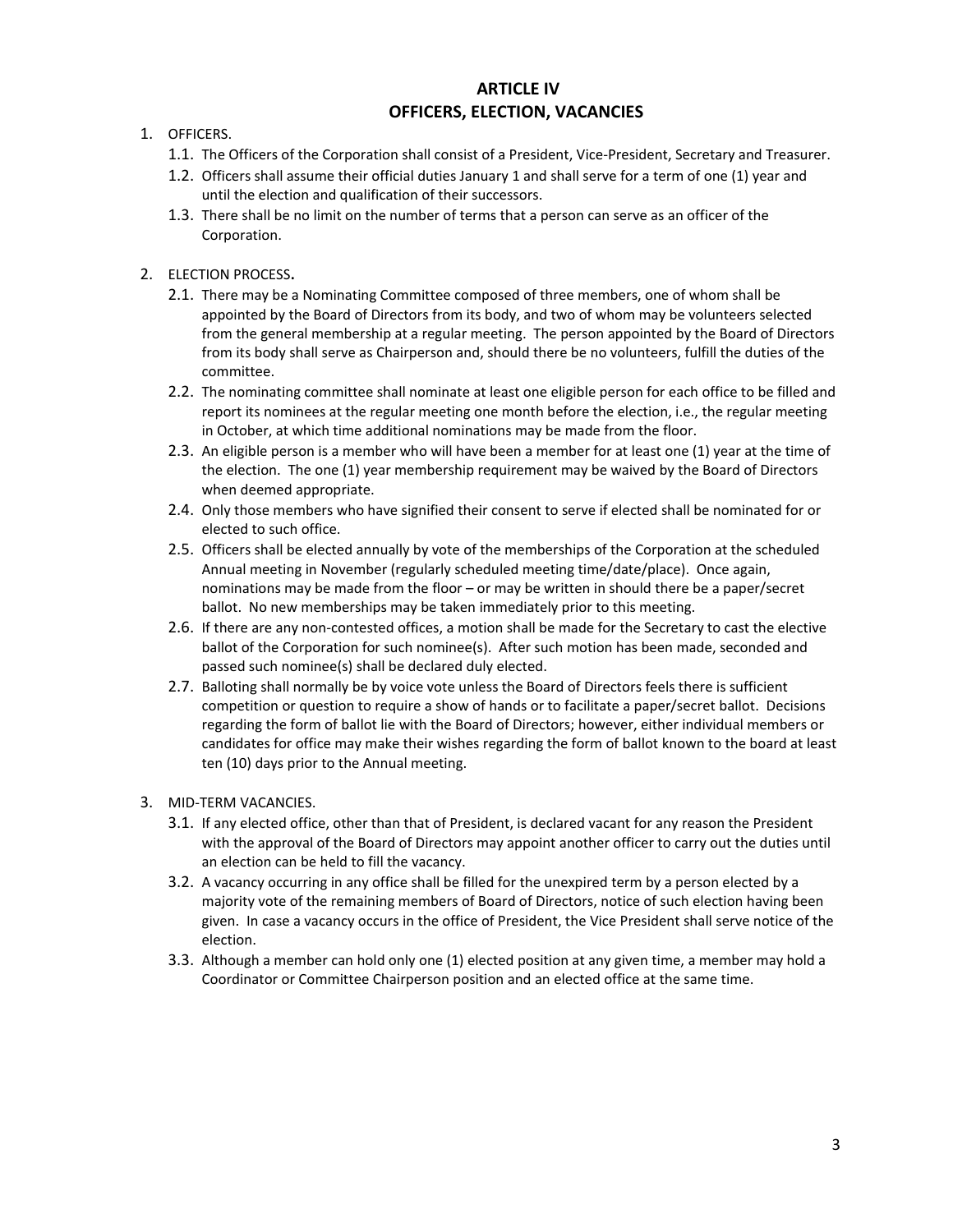# ARTICLE IV
# OFFICERS, ELECTION, VACANCIES

1. OFFICERS.
   1.1. The Officers of the Corporation shall consist of a President, Vice-President, Secretary and Treasurer.
   1.2. Officers shall assume their official duties January 1 and shall serve for a term of one (1) year and until the election and qualification of their successors.
   1.3. There shall be no limit on the number of terms that a person can serve as an officer of the Corporation.

2. ELECTION PROCESS.
   2.1. There may be a Nominating Committee composed of three members, one of whom shall be appointed by the Board of Directors from its body, and two of whom may be volunteers selected from the general membership at a regular meeting. The person appointed by the Board of Directors from its body shall serve as Chairperson and, should there be no volunteers, fulfill the duties of the committee.
   2.2. The nominating committee shall nominate at least one eligible person for each office to be filled and report its nominees at the regular meeting one month before the election, i.e., the regular meeting in October, at which time additional nominations may be made from the floor.
   2.3. An eligible person is a member who will have been a member for at least one (1) year at the time of the election. The one (1) year membership requirement may be waived by the Board of Directors when deemed appropriate.
   2.4. Only those members who have signified their consent to serve if elected shall be nominated for or elected to such office.
   2.5. Officers shall be elected annually by vote of the memberships of the Corporation at the scheduled Annual meeting in November (regularly scheduled meeting time/date/place). Once again, nominations may be made from the floor – or may be written in should there be a paper/secret ballot. No new memberships may be taken immediately prior to this meeting.
   2.6. If there are any non-contested offices, a motion shall be made for the Secretary to cast the elective ballot of the Corporation for such nominee(s). After such motion has been made, seconded and passed such nominee(s) shall be declared duly elected.
   2.7. Balloting shall normally be by voice vote unless the Board of Directors feels there is sufficient competition or question to require a show of hands or to facilitate a paper/secret ballot. Decisions regarding the form of ballot lie with the Board of Directors; however, either individual members or candidates for office may make their wishes regarding the form of ballot known to the board at least ten (10) days prior to the Annual meeting.

3. MID-TERM VACANCIES.
   3.1. If any elected office, other than that of President, is declared vacant for any reason the President with the approval of the Board of Directors may appoint another officer to carry out the duties until an election can be held to fill the vacancy.
   3.2. A vacancy occurring in any office shall be filled for the unexpired term by a person elected by a majority vote of the remaining members of Board of Directors, notice of such election having been given. In case a vacancy occurs in the office of President, the Vice President shall serve notice of the election.
   3.3. Although a member can hold only one (1) elected position at any given time, a member may hold a Coordinator or Committee Chairperson position and an elected office at the same time.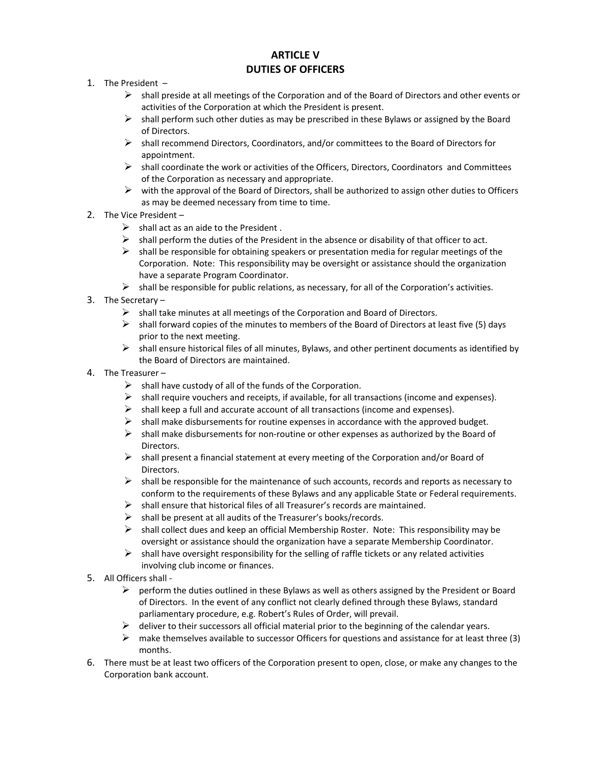# ARTICLE V
# DUTIES OF OFFICERS

1. The President –
   - shall preside at all meetings of the Corporation and of the Board of Directors and other events or activities of the Corporation at which the President is present.
   - shall perform such other duties as may be prescribed in these Bylaws or assigned by the Board of Directors.
   - shall recommend Directors, Coordinators, and/or committees to the Board of Directors for appointment.
   - shall coordinate the work or activities of the Officers, Directors, Coordinators and Committees of the Corporation as necessary and appropriate.
   - with the approval of the Board of Directors, shall be authorized to assign other duties to Officers as may be deemed necessary from time to time.
2. The Vice President –
   - shall act as an aide to the President .
   - shall perform the duties of the President in the absence or disability of that officer to act.
   - shall be responsible for obtaining speakers or presentation media for regular meetings of the Corporation. Note: This responsibility may be oversight or assistance should the organization have a separate Program Coordinator.
   - shall be responsible for public relations, as necessary, for all of the Corporation's activities.
3. The Secretary –
   - shall take minutes at all meetings of the Corporation and Board of Directors.
   - shall forward copies of the minutes to members of the Board of Directors at least five (5) days prior to the next meeting.
   - shall ensure historical files of all minutes, Bylaws, and other pertinent documents as identified by the Board of Directors are maintained.
4. The Treasurer –
   - shall have custody of all of the funds of the Corporation.
   - shall require vouchers and receipts, if available, for all transactions (income and expenses).
   - shall keep a full and accurate account of all transactions (income and expenses).
   - shall make disbursements for routine expenses in accordance with the approved budget.
   - shall make disbursements for non-routine or other expenses as authorized by the Board of Directors.
   - shall present a financial statement at every meeting of the Corporation and/or Board of Directors.
   - shall be responsible for the maintenance of such accounts, records and reports as necessary to conform to the requirements of these Bylaws and any applicable State or Federal requirements.
   - shall ensure that historical files of all Treasurer's records are maintained.
   - shall be present at all audits of the Treasurer's books/records.
   - shall collect dues and keep an official Membership Roster. Note: This responsibility may be oversight or assistance should the organization have a separate Membership Coordinator.
   - shall have oversight responsibility for the selling of raffle tickets or any related activities involving club income or finances.
5. All Officers shall -
   - perform the duties outlined in these Bylaws as well as others assigned by the President or Board of Directors. In the event of any conflict not clearly defined through these Bylaws, standard parliamentary procedure, e.g. Robert's Rules of Order, will prevail.
   - deliver to their successors all official material prior to the beginning of the calendar years.
   - make themselves available to successor Officers for questions and assistance for at least three (3) months.
6. There must be at least two officers of the Corporation present to open, close, or make any changes to the Corporation bank account.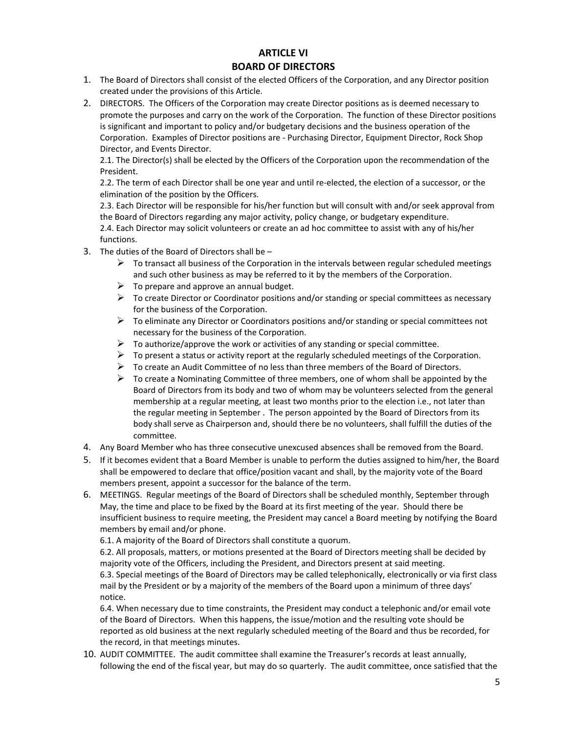# ARTICLE VI
# BOARD OF DIRECTORS

1. The Board of Directors shall consist of the elected Officers of the Corporation, and any Director position created under the provisions of this Article.
2. DIRECTORS. The Officers of the Corporation may create Director positions as is deemed necessary to promote the purposes and carry on the work of the Corporation. The function of these Director positions is significant and important to policy and/or budgetary decisions and the business operation of the Corporation. Examples of Director positions are - Purchasing Director, Equipment Director, Rock Shop Director, and Events Director.

   2.1. The Director(s) shall be elected by the Officers of the Corporation upon the recommendation of the President.

   2.2. The term of each Director shall be one year and until re-elected, the election of a successor, or the elimination of the position by the Officers.

   2.3. Each Director will be responsible for his/her function but will consult with and/or seek approval from the Board of Directors regarding any major activity, policy change, or budgetary expenditure.

   2.4. Each Director may solicit volunteers or create an ad hoc committee to assist with any of his/her functions.
3. The duties of the Board of Directors shall be –
   - To transact all business of the Corporation in the intervals between regular scheduled meetings and such other business as may be referred to it by the members of the Corporation.
   - To prepare and approve an annual budget.
   - To create Director or Coordinator positions and/or standing or special committees as necessary for the business of the Corporation.
   - To eliminate any Director or Coordinators positions and/or standing or special committees not necessary for the business of the Corporation.
   - To authorize/approve the work or activities of any standing or special committee.
   - To present a status or activity report at the regularly scheduled meetings of the Corporation.
   - To create an Audit Committee of no less than three members of the Board of Directors.
   - To create a Nominating Committee of three members, one of whom shall be appointed by the Board of Directors from its body and two of whom may be volunteers selected from the general membership at a regular meeting, at least two months prior to the election i.e., not later than the regular meeting in September . The person appointed by the Board of Directors from its body shall serve as Chairperson and, should there be no volunteers, shall fulfill the duties of the committee.
4. Any Board Member who has three consecutive unexcused absences shall be removed from the Board.
5. If it becomes evident that a Board Member is unable to perform the duties assigned to him/her, the Board shall be empowered to declare that office/position vacant and shall, by the majority vote of the Board members present, appoint a successor for the balance of the term.
6. MEETINGS. Regular meetings of the Board of Directors shall be scheduled monthly, September through May, the time and place to be fixed by the Board at its first meeting of the year. Should there be insufficient business to require meeting, the President may cancel a Board meeting by notifying the Board members by email and/or phone.

   6.1. A majority of the Board of Directors shall constitute a quorum.

   6.2. All proposals, matters, or motions presented at the Board of Directors meeting shall be decided by majority vote of the Officers, including the President, and Directors present at said meeting.

   6.3. Special meetings of the Board of Directors may be called telephonically, electronically or via first class mail by the President or by a majority of the members of the Board upon a minimum of three days' notice.

   6.4. When necessary due to time constraints, the President may conduct a telephonic and/or email vote of the Board of Directors. When this happens, the issue/motion and the resulting vote should be reported as old business at the next regularly scheduled meeting of the Board and thus be recorded, for the record, in that meetings minutes.

10. AUDIT COMMITTEE. The audit committee shall examine the Treasurer's records at least annually, following the end of the fiscal year, but may do so quarterly. The audit committee, once satisfied that the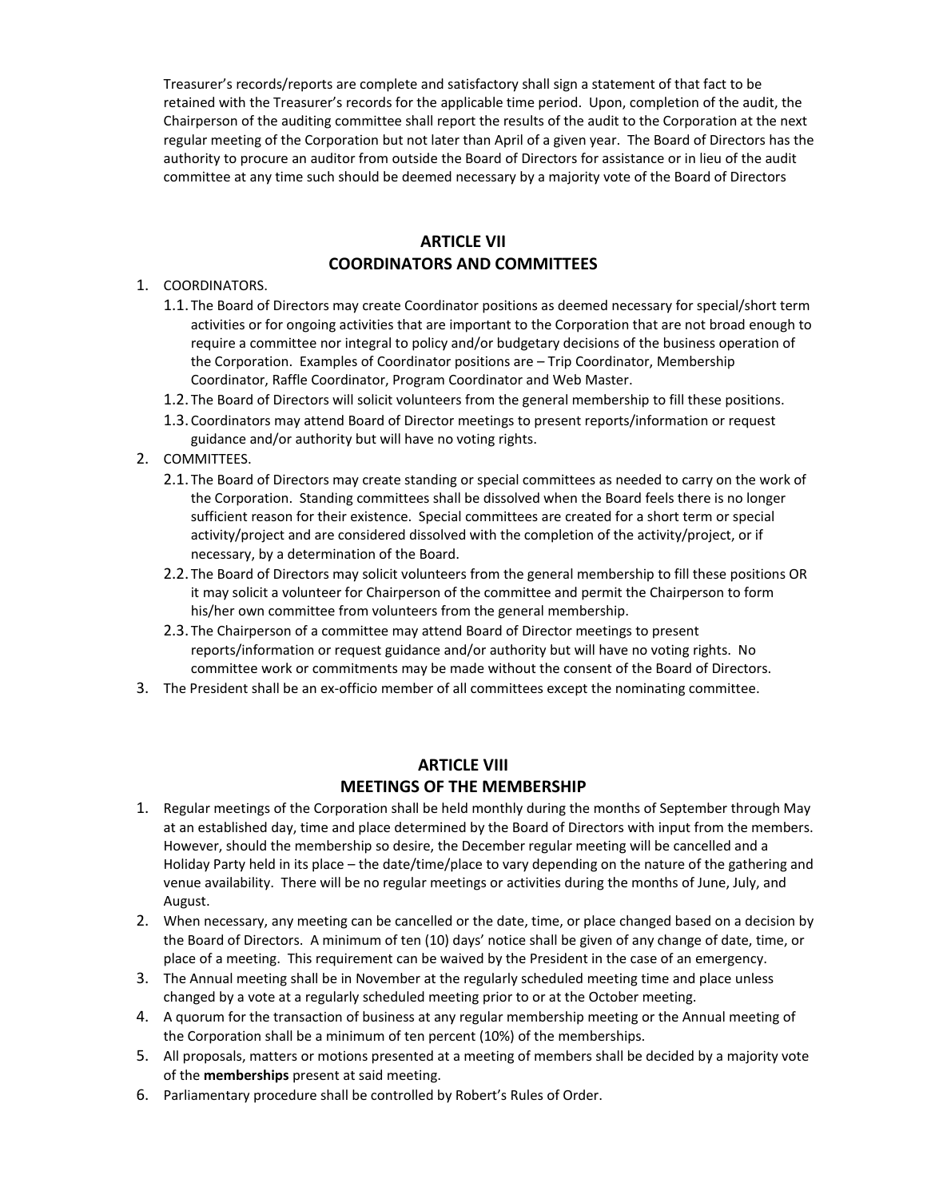Treasurer's records/reports are complete and satisfactory shall sign a statement of that fact to be retained with the Treasurer's records for the applicable time period. Upon, completion of the audit, the Chairperson of the auditing committee shall report the results of the audit to the Corporation at the next regular meeting of the Corporation but not later than April of a given year. The Board of Directors has the authority to procure an auditor from outside the Board of Directors for assistance or in lieu of the audit committee at any time such should be deemed necessary by a majority vote of the Board of Directors

## ARTICLE VII
## COORDINATORS AND COMMITTEES

1. COORDINATORS.
   1.1. The Board of Directors may create Coordinator positions as deemed necessary for special/short term activities or for ongoing activities that are important to the Corporation that are not broad enough to require a committee nor integral to policy and/or budgetary decisions of the business operation of the Corporation. Examples of Coordinator positions are – Trip Coordinator, Membership Coordinator, Raffle Coordinator, Program Coordinator and Web Master.
   1.2. The Board of Directors will solicit volunteers from the general membership to fill these positions.
   1.3. Coordinators may attend Board of Director meetings to present reports/information or request guidance and/or authority but will have no voting rights.
2. COMMITTEES.
   2.1. The Board of Directors may create standing or special committees as needed to carry on the work of the Corporation. Standing committees shall be dissolved when the Board feels there is no longer sufficient reason for their existence. Special committees are created for a short term or special activity/project and are considered dissolved with the completion of the activity/project, or if necessary, by a determination of the Board.
   2.2. The Board of Directors may solicit volunteers from the general membership to fill these positions OR it may solicit a volunteer for Chairperson of the committee and permit the Chairperson to form his/her own committee from volunteers from the general membership.
   2.3. The Chairperson of a committee may attend Board of Director meetings to present reports/information or request guidance and/or authority but will have no voting rights. No committee work or commitments may be made without the consent of the Board of Directors.
3. The President shall be an ex-officio member of all committees except the nominating committee.

## ARTICLE VIII
## MEETINGS OF THE MEMBERSHIP

1. Regular meetings of the Corporation shall be held monthly during the months of September through May at an established day, time and place determined by the Board of Directors with input from the members. However, should the membership so desire, the December regular meeting will be cancelled and a Holiday Party held in its place – the date/time/place to vary depending on the nature of the gathering and venue availability. There will be no regular meetings or activities during the months of June, July, and August.
2. When necessary, any meeting can be cancelled or the date, time, or place changed based on a decision by the Board of Directors. A minimum of ten (10) days' notice shall be given of any change of date, time, or place of a meeting. This requirement can be waived by the President in the case of an emergency.
3. The Annual meeting shall be in November at the regularly scheduled meeting time and place unless changed by a vote at a regularly scheduled meeting prior to or at the October meeting.
4. A quorum for the transaction of business at any regular membership meeting or the Annual meeting of the Corporation shall be a minimum of ten percent (10%) of the memberships.
5. All proposals, matters or motions presented at a meeting of members shall be decided by a majority vote of the **memberships** present at said meeting.
6. Parliamentary procedure shall be controlled by Robert's Rules of Order.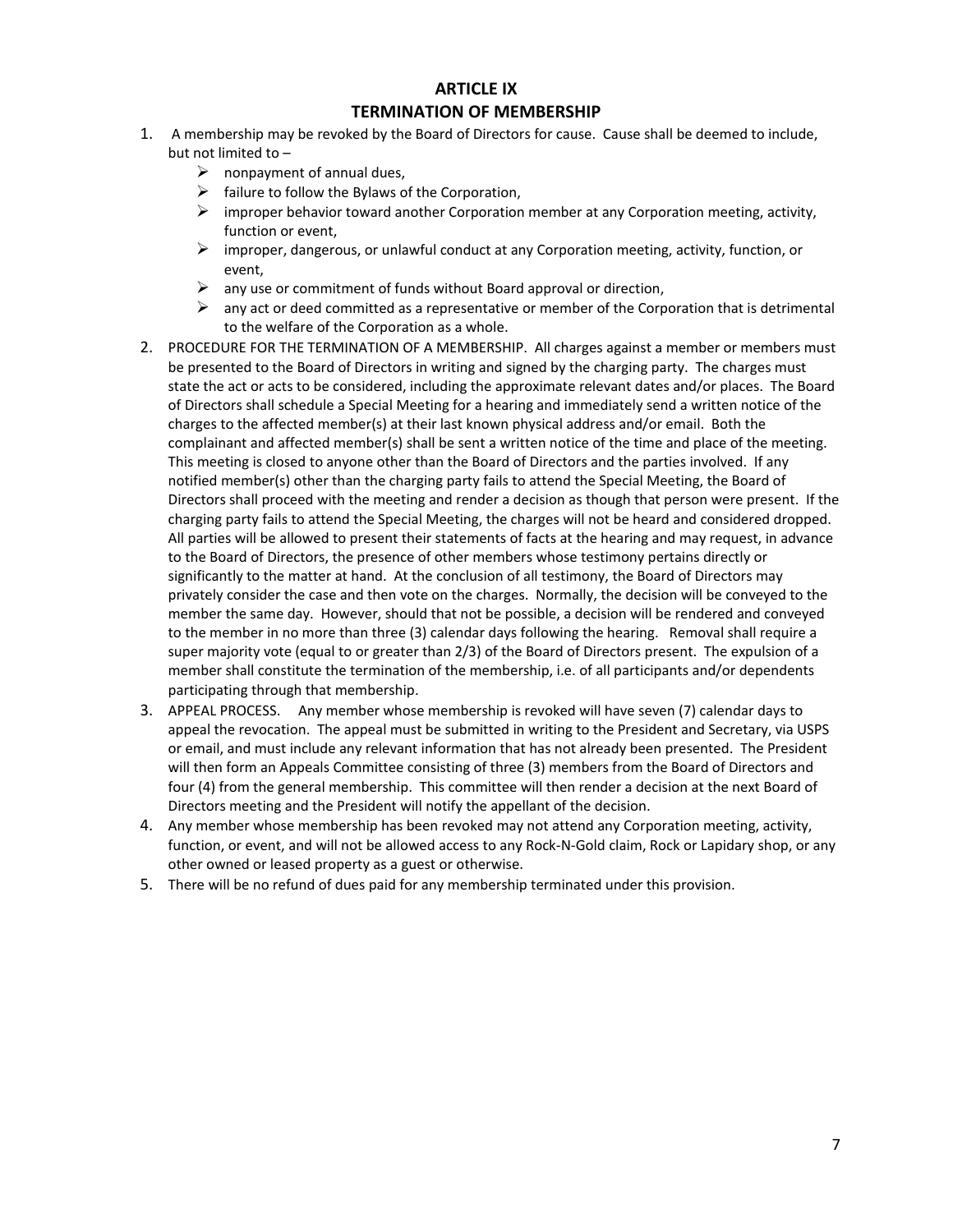# ARTICLE IX
## TERMINATION OF MEMBERSHIP

1. A membership may be revoked by the Board of Directors for cause. Cause shall be deemed to include, but not limited to –
   - nonpayment of annual dues,
   - failure to follow the Bylaws of the Corporation,
   - improper behavior toward another Corporation member at any Corporation meeting, activity, function or event,
   - improper, dangerous, or unlawful conduct at any Corporation meeting, activity, function, or event,
   - any use or commitment of funds without Board approval or direction,
   - any act or deed committed as a representative or member of the Corporation that is detrimental to the welfare of the Corporation as a whole.
2. PROCEDURE FOR THE TERMINATION OF A MEMBERSHIP. All charges against a member or members must be presented to the Board of Directors in writing and signed by the charging party. The charges must state the act or acts to be considered, including the approximate relevant dates and/or places. The Board of Directors shall schedule a Special Meeting for a hearing and immediately send a written notice of the charges to the affected member(s) at their last known physical address and/or email. Both the complainant and affected member(s) shall be sent a written notice of the time and place of the meeting. This meeting is closed to anyone other than the Board of Directors and the parties involved. If any notified member(s) other than the charging party fails to attend the Special Meeting, the Board of Directors shall proceed with the meeting and render a decision as though that person were present. If the charging party fails to attend the Special Meeting, the charges will not be heard and considered dropped. All parties will be allowed to present their statements of facts at the hearing and may request, in advance to the Board of Directors, the presence of other members whose testimony pertains directly or significantly to the matter at hand. At the conclusion of all testimony, the Board of Directors may privately consider the case and then vote on the charges. Normally, the decision will be conveyed to the member the same day. However, should that not be possible, a decision will be rendered and conveyed to the member in no more than three (3) calendar days following the hearing. Removal shall require a super majority vote (equal to or greater than 2/3) of the Board of Directors present. The expulsion of a member shall constitute the termination of the membership, i.e. of all participants and/or dependents participating through that membership.
3. APPEAL PROCESS. Any member whose membership is revoked will have seven (7) calendar days to appeal the revocation. The appeal must be submitted in writing to the President and Secretary, via USPS or email, and must include any relevant information that has not already been presented. The President will then form an Appeals Committee consisting of three (3) members from the Board of Directors and four (4) from the general membership. This committee will then render a decision at the next Board of Directors meeting and the President will notify the appellant of the decision.
4. Any member whose membership has been revoked may not attend any Corporation meeting, activity, function, or event, and will not be allowed access to any Rock-N-Gold claim, Rock or Lapidary shop, or any other owned or leased property as a guest or otherwise.
5. There will be no refund of dues paid for any membership terminated under this provision.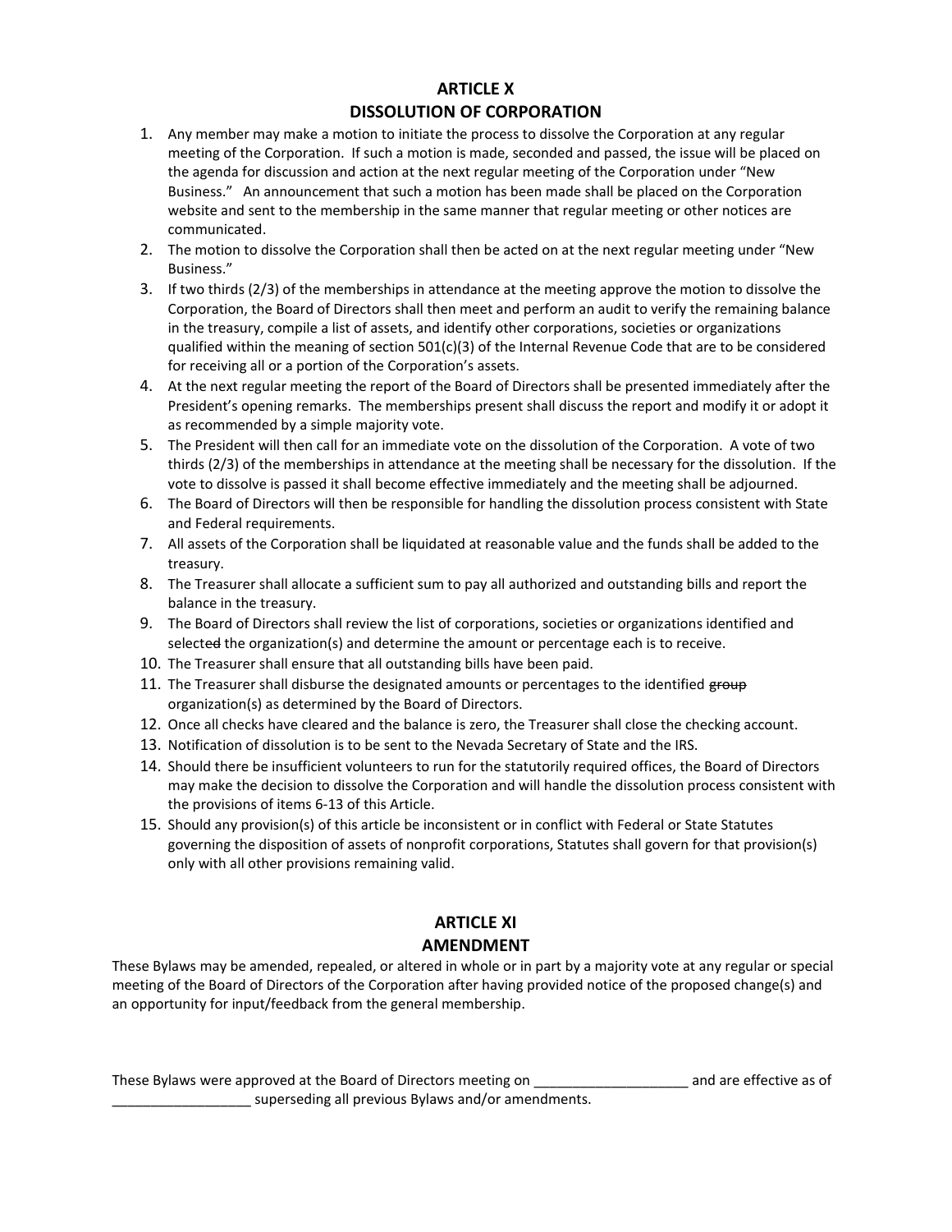# ARTICLE X
# DISSOLUTION OF CORPORATION

1. Any member may make a motion to initiate the process to dissolve the Corporation at any regular meeting of the Corporation. If such a motion is made, seconded and passed, the issue will be placed on the agenda for discussion and action at the next regular meeting of the Corporation under "New Business." An announcement that such a motion has been made shall be placed on the Corporation website and sent to the membership in the same manner that regular meeting or other notices are communicated.
2. The motion to dissolve the Corporation shall then be acted on at the next regular meeting under "New Business."
3. If two thirds (2/3) of the memberships in attendance at the meeting approve the motion to dissolve the Corporation, the Board of Directors shall then meet and perform an audit to verify the remaining balance in the treasury, compile a list of assets, and identify other corporations, societies or organizations qualified within the meaning of section 501(c)(3) of the Internal Revenue Code that are to be considered for receiving all or a portion of the Corporation's assets.
4. At the next regular meeting the report of the Board of Directors shall be presented immediately after the President's opening remarks. The memberships present shall discuss the report and modify it or adopt it as recommended by a simple majority vote.
5. The President will then call for an immediate vote on the dissolution of the Corporation. A vote of two thirds (2/3) of the memberships in attendance at the meeting shall be necessary for the dissolution. If the vote to dissolve is passed it shall become effective immediately and the meeting shall be adjourned.
6. The Board of Directors will then be responsible for handling the dissolution process consistent with State and Federal requirements.
7. All assets of the Corporation shall be liquidated at reasonable value and the funds shall be added to the treasury.
8. The Treasurer shall allocate a sufficient sum to pay all authorized and outstanding bills and report the balance in the treasury.
9. The Board of Directors shall review the list of corporations, societies or organizations identified and select~~ed~~ the organization(s) and determine the amount or percentage each is to receive.
10. The Treasurer shall ensure that all outstanding bills have been paid.
11. The Treasurer shall disburse the designated amounts or percentages to the identified ~~group~~ organization(s) as determined by the Board of Directors.
12. Once all checks have cleared and the balance is zero, the Treasurer shall close the checking account.
13. Notification of dissolution is to be sent to the Nevada Secretary of State and the IRS.
14. Should there be insufficient volunteers to run for the statutorily required offices, the Board of Directors may make the decision to dissolve the Corporation and will handle the dissolution process consistent with the provisions of items 6-13 of this Article.
15. Should any provision(s) of this article be inconsistent or in conflict with Federal or State Statutes governing the disposition of assets of nonprofit corporations, Statutes shall govern for that provision(s) only with all other provisions remaining valid.

# ARTICLE XI
# AMENDMENT

These Bylaws may be amended, repealed, or altered in whole or in part by a majority vote at any regular or special meeting of the Board of Directors of the Corporation after having provided notice of the proposed change(s) and an opportunity for input/feedback from the general membership.

These Bylaws were approved at the Board of Directors meeting on ____________________ and are effective as of __________________ superseding all previous Bylaws and/or amendments.